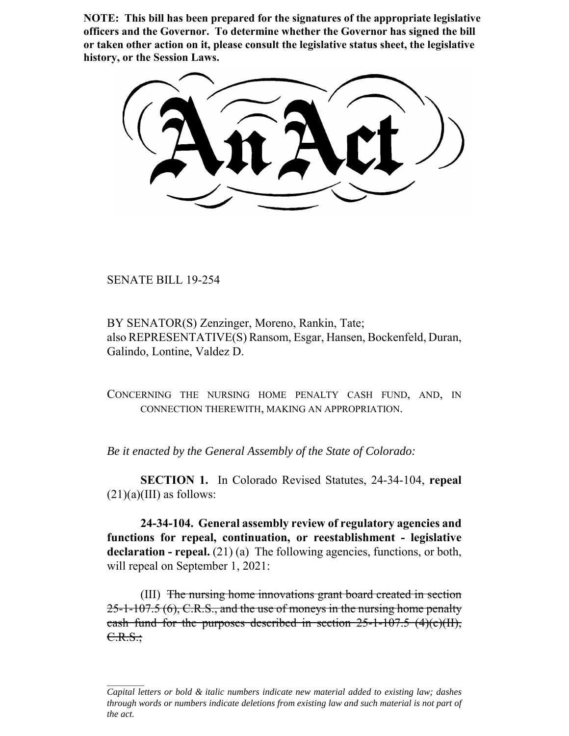**NOTE: This bill has been prepared for the signatures of the appropriate legislative officers and the Governor. To determine whether the Governor has signed the bill or taken other action on it, please consult the legislative status sheet, the legislative history, or the Session Laws.**

# An Act

SENATE BILL 19-254

BY SENATOR(S) Zenzinger, Moreno, Rankin, Tate;
also REPRESENTATIVE(S) Ransom, Esgar, Hansen, Bockenfeld, Duran, Galindo, Lontine, Valdez D.

CONCERNING THE NURSING HOME PENALTY CASH FUND, AND, IN CONNECTION THEREWITH, MAKING AN APPROPRIATION.

*Be it enacted by the General Assembly of the State of Colorado:*

**SECTION 1.** In Colorado Revised Statutes, 24-34-104, **repeal** (21)(a)(III) as follows:

**24-34-104. General assembly review of regulatory agencies and functions for repeal, continuation, or reestablishment - legislative declaration - repeal.** (21) (a) The following agencies, functions, or both, will repeal on September 1, 2021:

(III) ~~The nursing home innovations grant board created in section 25-1-107.5 (6), C.R.S., and the use of moneys in the nursing home penalty cash fund for the purposes described in section 25-1-107.5 (4)(c)(II), C.R.S.;~~

---

*Capital letters or bold & italic numbers indicate new material added to existing law; dashes through words or numbers indicate deletions from existing law and such material is not part of the act.*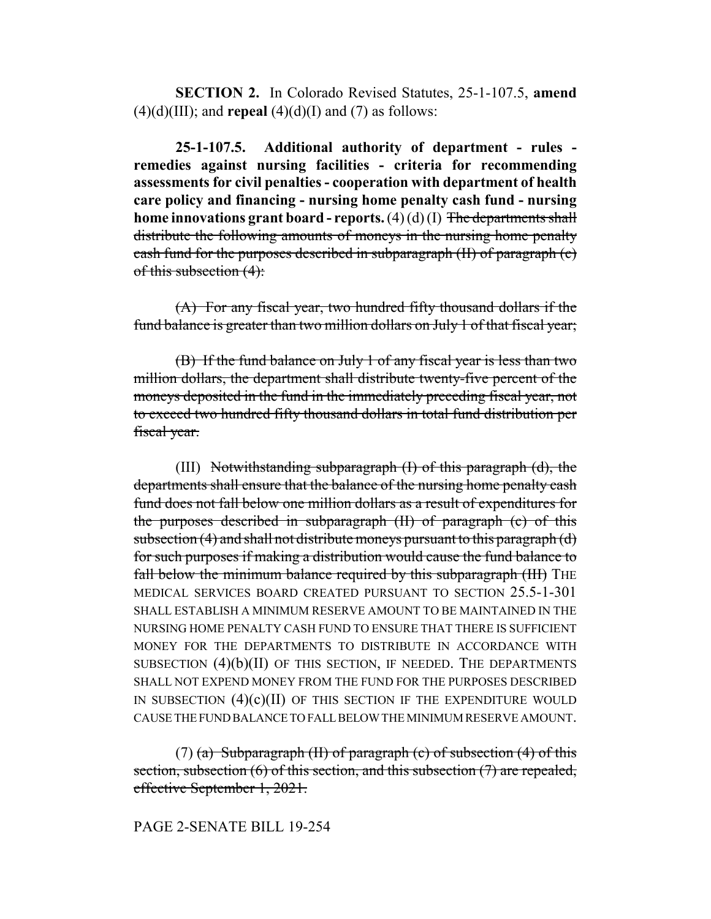**SECTION 2.** In Colorado Revised Statutes, 25-1-107.5, **amend** (4)(d)(III); and **repeal** (4)(d)(I) and (7) as follows:

**25-1-107.5. Additional authority of department - rules - remedies against nursing facilities - criteria for recommending assessments for civil penalties - cooperation with department of health care policy and financing - nursing home penalty cash fund - nursing home innovations grant board - reports.** (4) (d) (I) ~~The departments shall distribute the following amounts of moneys in the nursing home penalty cash fund for the purposes described in subparagraph (II) of paragraph (c) of this subsection (4):~~

~~(A) For any fiscal year, two hundred fifty thousand dollars if the fund balance is greater than two million dollars on July 1 of that fiscal year;~~

~~(B) If the fund balance on July 1 of any fiscal year is less than two million dollars, the department shall distribute twenty-five percent of the moneys deposited in the fund in the immediately preceding fiscal year, not to exceed two hundred fifty thousand dollars in total fund distribution per fiscal year.~~

(III) ~~Notwithstanding subparagraph (I) of this paragraph (d), the departments shall ensure that the balance of the nursing home penalty cash fund does not fall below one million dollars as a result of expenditures for the purposes described in subparagraph (II) of paragraph (c) of this subsection (4) and shall not distribute moneys pursuant to this paragraph (d) for such purposes if making a distribution would cause the fund balance to fall below the minimum balance required by this subparagraph (III)~~ THE MEDICAL SERVICES BOARD CREATED PURSUANT TO SECTION 25.5-1-301 SHALL ESTABLISH A MINIMUM RESERVE AMOUNT TO BE MAINTAINED IN THE NURSING HOME PENALTY CASH FUND TO ENSURE THAT THERE IS SUFFICIENT MONEY FOR THE DEPARTMENTS TO DISTRIBUTE IN ACCORDANCE WITH SUBSECTION (4)(b)(II) OF THIS SECTION, IF NEEDED. THE DEPARTMENTS SHALL NOT EXPEND MONEY FROM THE FUND FOR THE PURPOSES DESCRIBED IN SUBSECTION (4)(c)(II) OF THIS SECTION IF THE EXPENDITURE WOULD CAUSE THE FUND BALANCE TO FALL BELOW THE MINIMUM RESERVE AMOUNT.

(7) ~~(a) Subparagraph (II) of paragraph (c) of subsection (4) of this section, subsection (6) of this section, and this subsection (7) are repealed, effective September 1, 2021.~~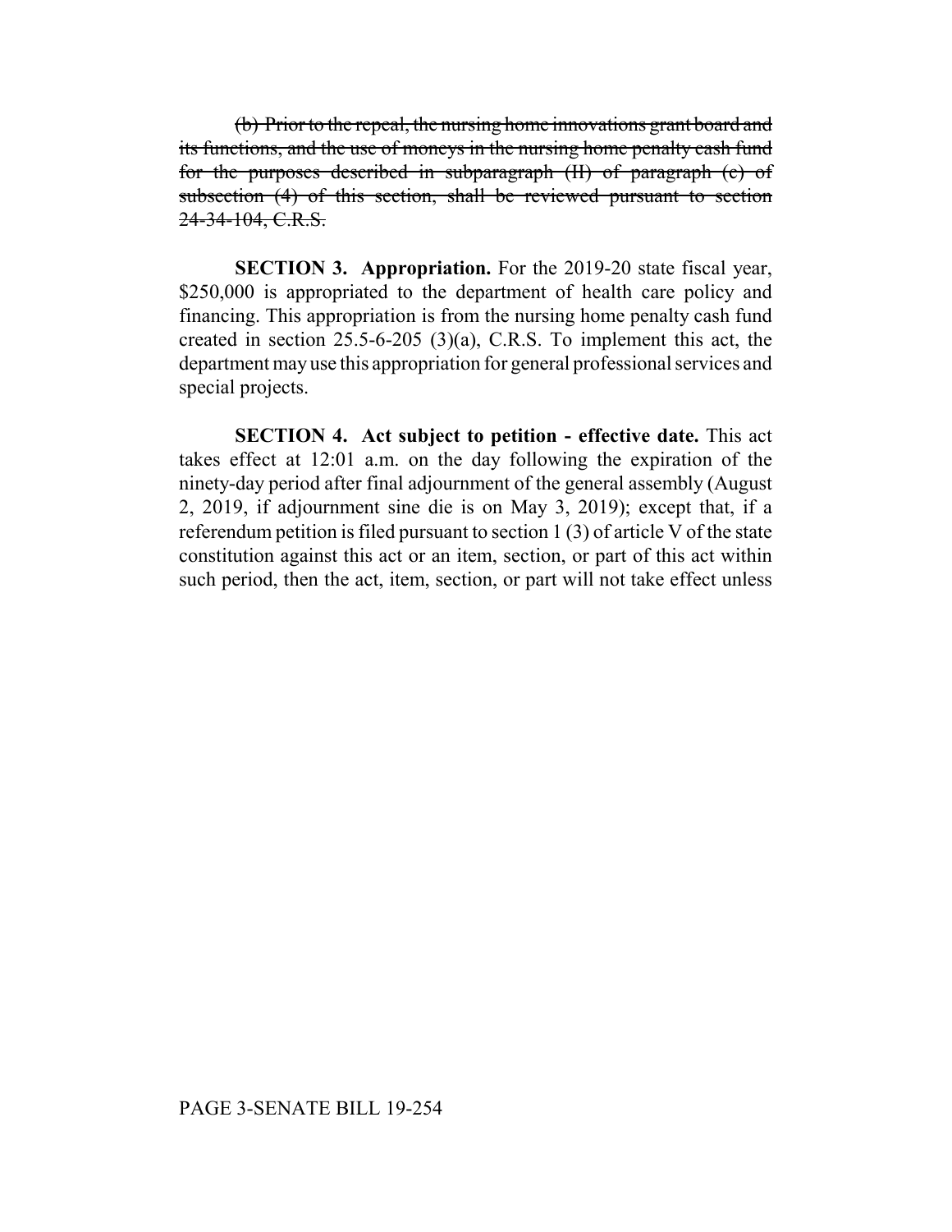~~(b) Prior to the repeal, the nursing home innovations grant board and its functions, and the use of moneys in the nursing home penalty cash fund for the purposes described in subparagraph (II) of paragraph (c) of subsection (4) of this section, shall be reviewed pursuant to section 24-34-104, C.R.S.~~

**SECTION 3. Appropriation.** For the 2019-20 state fiscal year, $250,000 is appropriated to the department of health care policy and financing. This appropriation is from the nursing home penalty cash fund created in section 25.5-6-205 (3)(a), C.R.S. To implement this act, the department may use this appropriation for general professional services and special projects.

**SECTION 4. Act subject to petition - effective date.** This act takes effect at 12:01 a.m. on the day following the expiration of the ninety-day period after final adjournment of the general assembly (August 2, 2019, if adjournment sine die is on May 3, 2019); except that, if a referendum petition is filed pursuant to section 1 (3) of article V of the state constitution against this act or an item, section, or part of this act within such period, then the act, item, section, or part will not take effect unless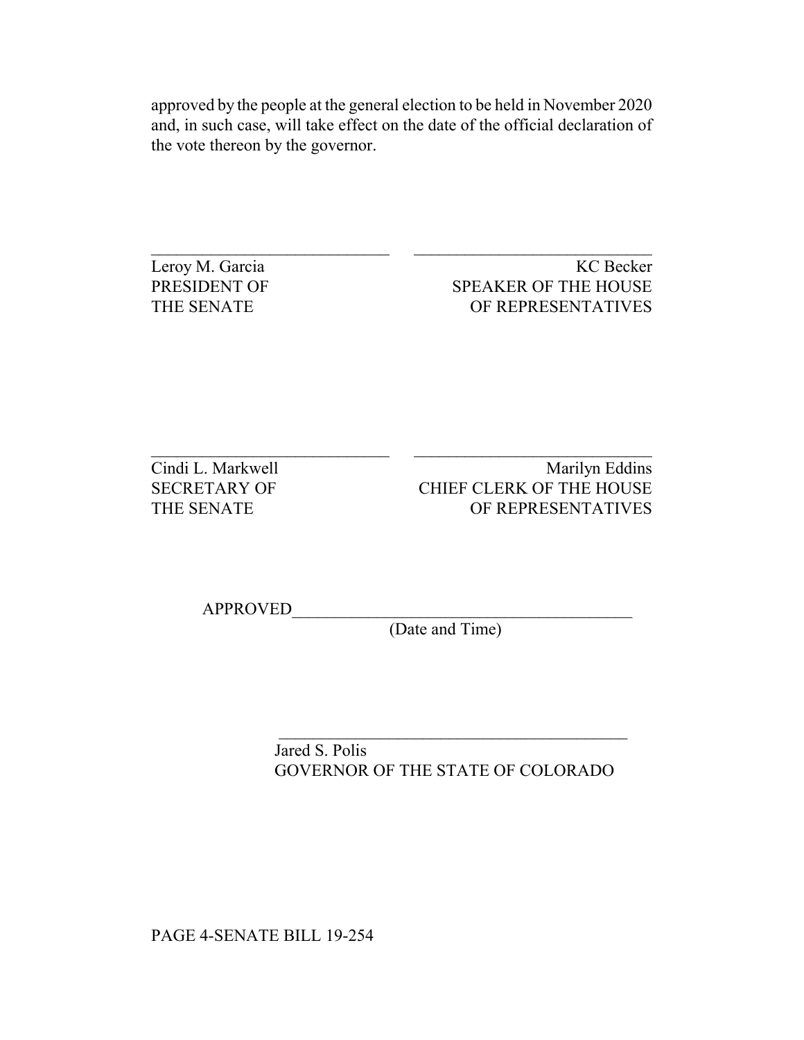approved by the people at the general election to be held in November 2020 and, in such case, will take effect on the date of the official declaration of the vote thereon by the governor.

____________________________
Leroy M. Garcia
PRESIDENT OF
THE SENATE

____________________________
KC Becker
SPEAKER OF THE HOUSE
OF REPRESENTATIVES

____________________________
Cindi L. Markwell
SECRETARY OF
THE SENATE

____________________________
Marilyn Eddins
CHIEF CLERK OF THE HOUSE
OF REPRESENTATIVES

APPROVED________________________________________
(Date and Time)

_________________________________________
Jared S. Polis
GOVERNOR OF THE STATE OF COLORADO

PAGE 4-SENATE BILL 19-254